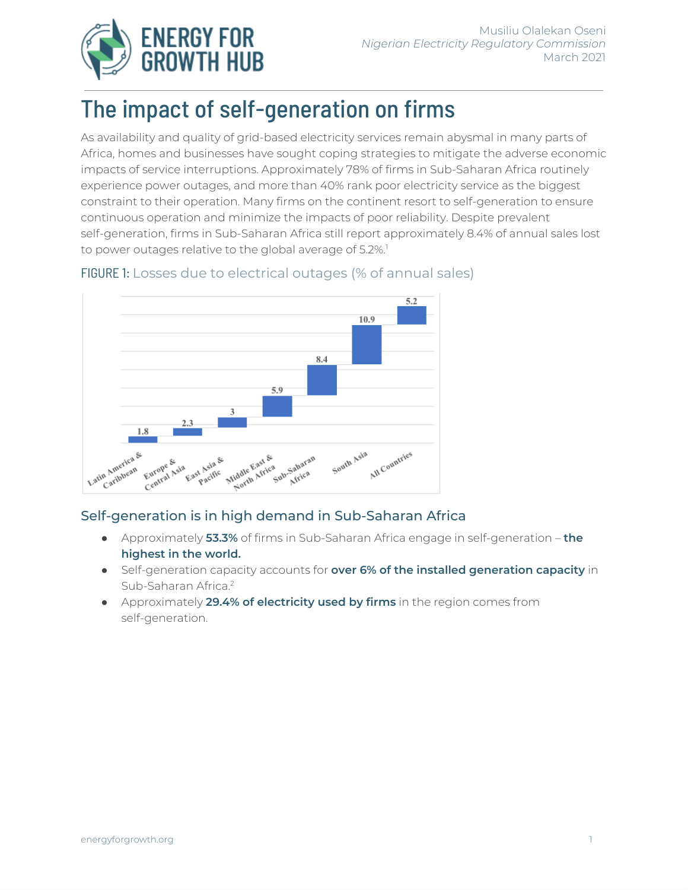Musiliu Olalekan Oseni
*Nigerian Electricity Regulatory Commission*
March 2021

# The impact of self-generation on firms

As availability and quality of grid-based electricity services remain abysmal in many parts of Africa, homes and businesses have sought coping strategies to mitigate the adverse economic impacts of service interruptions. Approximately 78% of firms in Sub-Saharan Africa routinely experience power outages, and more than 40% rank poor electricity service as the biggest constraint to their operation. Many firms on the continent resort to self-generation to ensure continuous operation and minimize the impacts of poor reliability. Despite prevalent self-generation, firms in Sub-Saharan Africa still report approximately 8.4% of annual sales lost to power outages relative to the global average of 5.2%.[1]

FIGURE 1: Losses due to electrical outages (% of annual sales)

| Region | Losses (% of annual sales) |
| --- | --- |
| Latin America & Caribbean | 1.8 |
| Europe & Central Asia | 2.3 |
| East Asia & Pacific | 3 |
| Middle East & North Africa | 5.9 |
| Sub-Saharan Africa | 8.4 |
| South Asia | 10.9 |
| All Countries | 5.2 |

## Self-generation is in high demand in Sub-Saharan Africa

- Approximately **53.3%** of firms in Sub-Saharan Africa engage in self-generation – **the highest in the world.**
- Self-generation capacity accounts for **over 6% of the installed generation capacity** in Sub-Saharan Africa.[2]
- Approximately **29.4% of electricity used by firms** in the region comes from self-generation.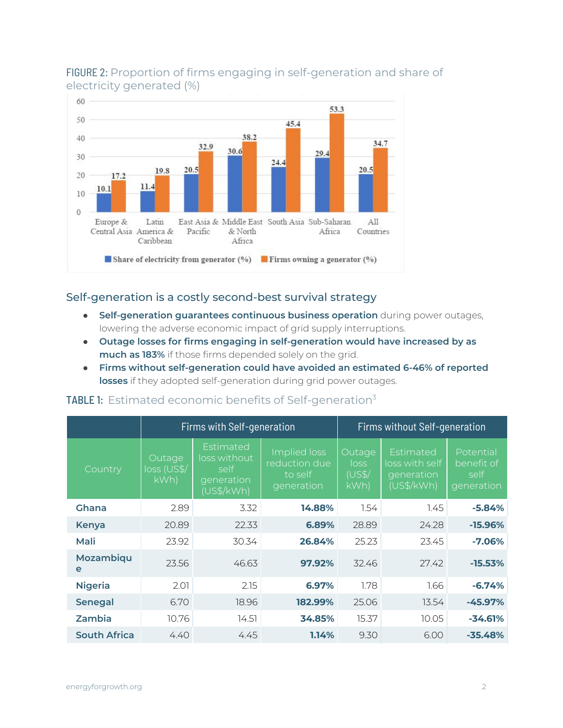FIGURE 2: Proportion of firms engaging in self-generation and share of electricity generated (%)

| | Europe & Central Asia | Latin America & Caribbean | East Asia & Pacific | Middle East & North Africa | South Asia | Sub-Saharan Africa | All Countries |
|---|---|---|---|---|---|---|---|
| Share of electricity from generator (%) | 10.1 | 11.4 | 20.5 | 30.6 | 24.4 | 29.4 | 20.5 |
| Firms owning a generator (%) | 17.2 | 19.8 | 32.9 | 38.2 | 45.4 | 53.3 | 34.7 |

## Self-generation is a costly second-best survival strategy

- **Self-generation guarantees continuous business operation** during power outages, lowering the adverse economic impact of grid supply interruptions.
- **Outage losses for firms engaging in self-generation would have increased by as much as 183%** if those firms depended solely on the grid.
- **Firms without self-generation could have avoided an estimated 6-46% of reported losses** if they adopted self-generation during grid power outages.

TABLE 1: Estimated economic benefits of Self-generation[3]

| | Firms with Self-generation | | | Firms without Self-generation | | |
|---|---|---|---|---|---|---|
| Country | Outage loss (US$/kWh) | Estimated loss without self generation (US$/kWh) | Implied loss reduction due to self generation | Outage loss (US$/kWh) | Estimated loss with self generation (US$/kWh) | Potential benefit of self generation |
| **Ghana** | 2.89 | 3.32 | **14.88%** | 1.54 | 1.45 | **-5.84%** |
| **Kenya** | 20.89 | 22.33 | **6.89%** | 28.89 | 24.28 | **-15.96%** |
| **Mali** | 23.92 | 30.34 | **26.84%** | 25.23 | 23.45 | **-7.06%** |
| **Mozambique** | 23.56 | 46.63 | **97.92%** | 32.46 | 27.42 | **-15.53%** |
| **Nigeria** | 2.01 | 2.15 | **6.97%** | 1.78 | 1.66 | **-6.74%** |
| **Senegal** | 6.70 | 18.96 | **182.99%** | 25.06 | 13.54 | **-45.97%** |
| **Zambia** | 10.76 | 14.51 | **34.85%** | 15.37 | 10.05 | **-34.61%** |
| **South Africa** | 4.40 | 4.45 | **1.14%** | 9.30 | 6.00 | **-35.48%** |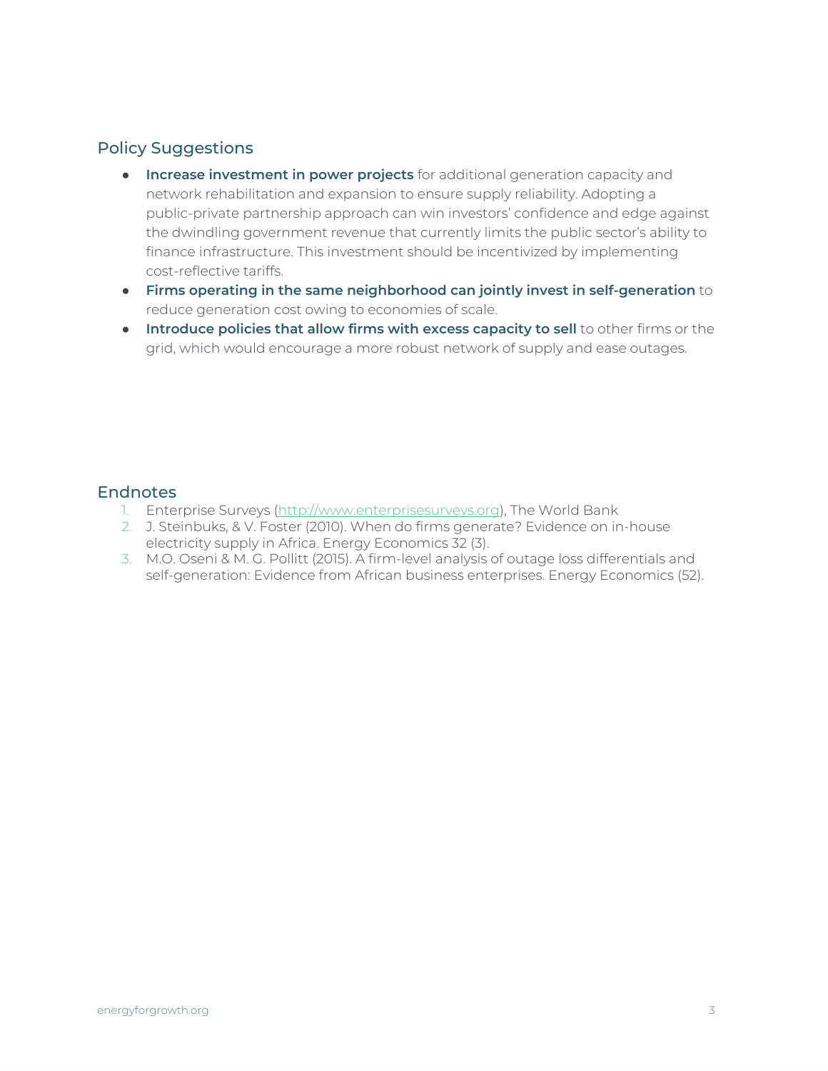## Policy Suggestions

- **Increase investment in power projects** for additional generation capacity and network rehabilitation and expansion to ensure supply reliability. Adopting a public-private partnership approach can win investors' confidence and edge against the dwindling government revenue that currently limits the public sector's ability to finance infrastructure. This investment should be incentivized by implementing cost-reflective tariffs.
- **Firms operating in the same neighborhood can jointly invest in self-generation** to reduce generation cost owing to economies of scale.
- **Introduce policies that allow firms with excess capacity to sell** to other firms or the grid, which would encourage a more robust network of supply and ease outages.

## Endnotes

1. Enterprise Surveys (http://www.enterprisesurveys.org), The World Bank
2. J. Steinbuks, & V. Foster (2010). When do firms generate? Evidence on in-house electricity supply in Africa. Energy Economics 32 (3).
3. M.O. Oseni & M. G. Pollitt (2015). A firm-level analysis of outage loss differentials and self-generation: Evidence from African business enterprises. Energy Economics (52).